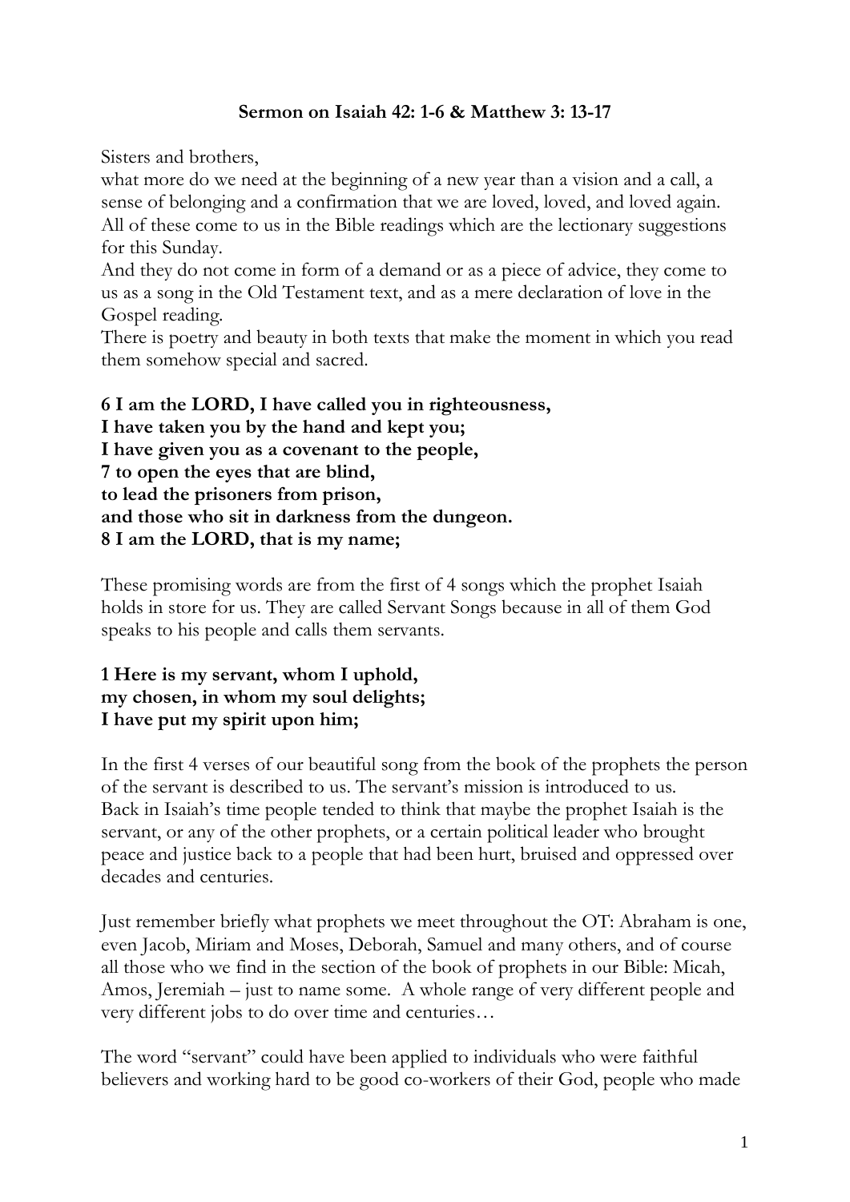**Sermon on Isaiah 42: 1-6 & Matthew 3: 13-17**

Sisters and brothers,
what more do we need at the beginning of a new year than a vision and a call, a sense of belonging and a confirmation that we are loved, loved, and loved again. All of these come to us in the Bible readings which are the lectionary suggestions for this Sunday.
And they do not come in form of a demand or as a piece of advice, they come to us as a song in the Old Testament text, and as a mere declaration of love in the Gospel reading.
There is poetry and beauty in both texts that make the moment in which you read them somehow special and sacred.

**6 I am the LORD, I have called you in righteousness,**
**I have taken you by the hand and kept you;**
**I have given you as a covenant to the people,**
**7 to open the eyes that are blind,**
**to lead the prisoners from prison,**
**and those who sit in darkness from the dungeon.**
**8 I am the LORD, that is my name;**

These promising words are from the first of 4 songs which the prophet Isaiah holds in store for us. They are called Servant Songs because in all of them God speaks to his people and calls them servants.

**1 Here is my servant, whom I uphold,**
**my chosen, in whom my soul delights;**
**I have put my spirit upon him;**

In the first 4 verses of our beautiful song from the book of the prophets the person of the servant is described to us. The servant's mission is introduced to us.
Back in Isaiah's time people tended to think that maybe the prophet Isaiah is the servant, or any of the other prophets, or a certain political leader who brought peace and justice back to a people that had been hurt, bruised and oppressed over decades and centuries.

Just remember briefly what prophets we meet throughout the OT: Abraham is one, even Jacob, Miriam and Moses, Deborah, Samuel and many others, and of course all those who we find in the section of the book of prophets in our Bible: Micah, Amos, Jeremiah – just to name some. A whole range of very different people and very different jobs to do over time and centuries…

The word "servant" could have been applied to individuals who were faithful believers and working hard to be good co-workers of their God, people who made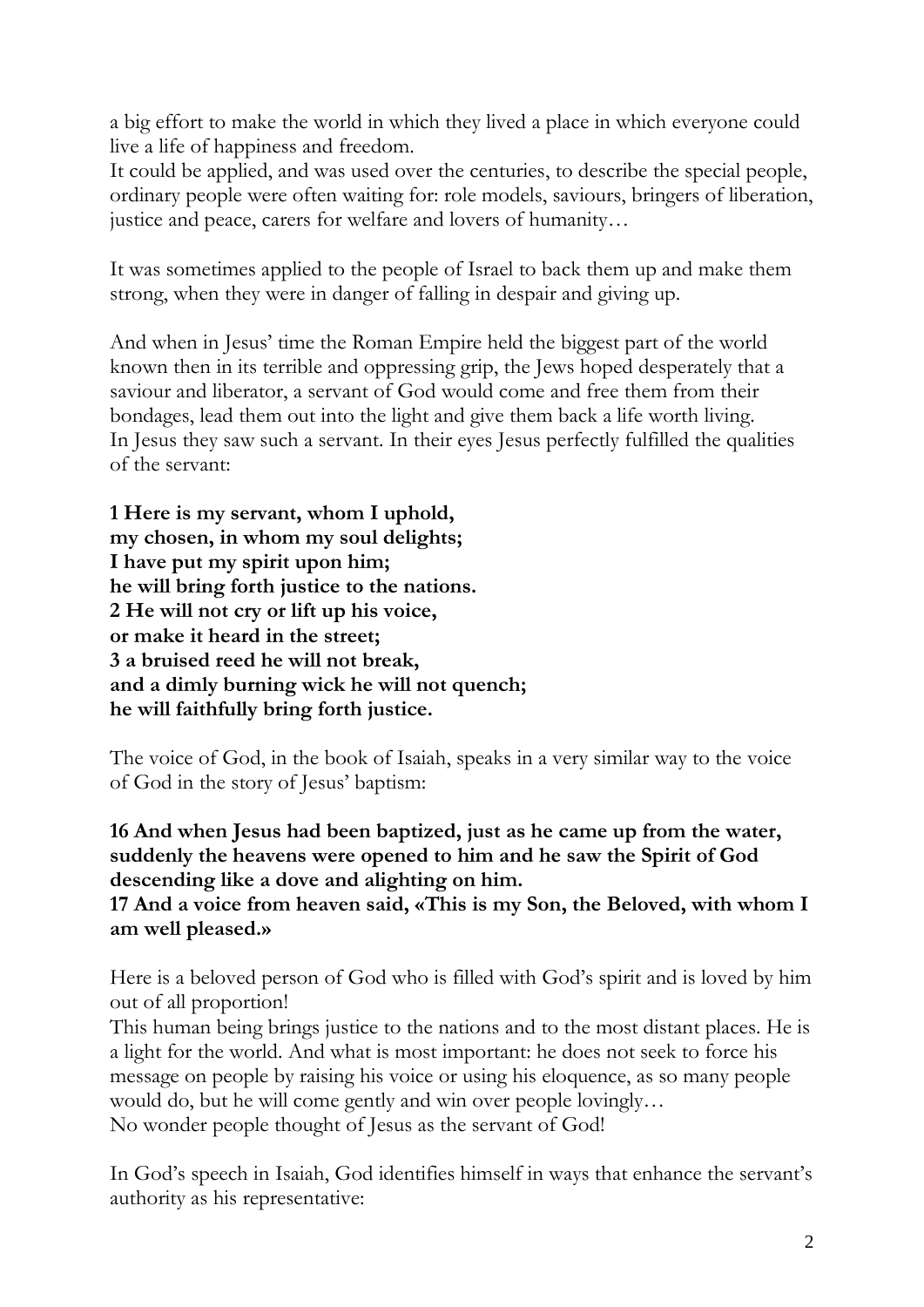a big effort to make the world in which they lived a place in which everyone could live a life of happiness and freedom.
It could be applied, and was used over the centuries, to describe the special people, ordinary people were often waiting for: role models, saviours, bringers of liberation, justice and peace, carers for welfare and lovers of humanity…

It was sometimes applied to the people of Israel to back them up and make them strong, when they were in danger of falling in despair and giving up.

And when in Jesus' time the Roman Empire held the biggest part of the world known then in its terrible and oppressing grip, the Jews hoped desperately that a saviour and liberator, a servant of God would come and free them from their bondages, lead them out into the light and give them back a life worth living.
In Jesus they saw such a servant. In their eyes Jesus perfectly fulfilled the qualities of the servant:

**1 Here is my servant, whom I uphold,**
**my chosen, in whom my soul delights;**
**I have put my spirit upon him;**
**he will bring forth justice to the nations.**
**2 He will not cry or lift up his voice,**
**or make it heard in the street;**
**3 a bruised reed he will not break,**
**and a dimly burning wick he will not quench;**
**he will faithfully bring forth justice.**

The voice of God, in the book of Isaiah, speaks in a very similar way to the voice of God in the story of Jesus' baptism:

**16 And when Jesus had been baptized, just as he came up from the water, suddenly the heavens were opened to him and he saw the Spirit of God descending like a dove and alighting on him.**
**17 And a voice from heaven said, «This is my Son, the Beloved, with whom I am well pleased.»**

Here is a beloved person of God who is filled with God's spirit and is loved by him out of all proportion!
This human being brings justice to the nations and to the most distant places. He is a light for the world. And what is most important: he does not seek to force his message on people by raising his voice or using his eloquence, as so many people would do, but he will come gently and win over people lovingly…
No wonder people thought of Jesus as the servant of God!

In God's speech in Isaiah, God identifies himself in ways that enhance the servant's authority as his representative: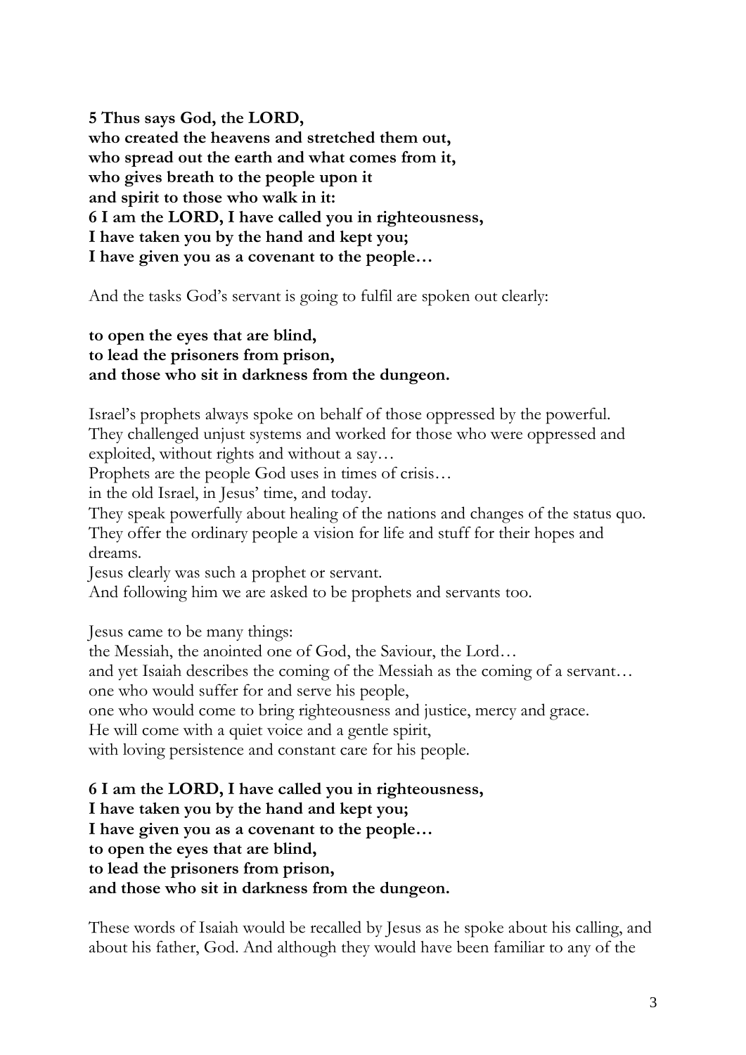**5 Thus says God, the LORD,**
**who created the heavens and stretched them out,**
**who spread out the earth and what comes from it,**
**who gives breath to the people upon it**
**and spirit to those who walk in it:**
**6 I am the LORD, I have called you in righteousness,**
**I have taken you by the hand and kept you;**
**I have given you as a covenant to the people…**

And the tasks God's servant is going to fulfil are spoken out clearly:

**to open the eyes that are blind,**
**to lead the prisoners from prison,**
**and those who sit in darkness from the dungeon.**

Israel's prophets always spoke on behalf of those oppressed by the powerful.
They challenged unjust systems and worked for those who were oppressed and exploited, without rights and without a say…
Prophets are the people God uses in times of crisis…
in the old Israel, in Jesus' time, and today.
They speak powerfully about healing of the nations and changes of the status quo.
They offer the ordinary people a vision for life and stuff for their hopes and dreams.
Jesus clearly was such a prophet or servant.
And following him we are asked to be prophets and servants too.

Jesus came to be many things:
the Messiah, the anointed one of God, the Saviour, the Lord…
and yet Isaiah describes the coming of the Messiah as the coming of a servant…
one who would suffer for and serve his people,
one who would come to bring righteousness and justice, mercy and grace.
He will come with a quiet voice and a gentle spirit,
with loving persistence and constant care for his people.

**6 I am the LORD, I have called you in righteousness,**
**I have taken you by the hand and kept you;**
**I have given you as a covenant to the people…**
**to open the eyes that are blind,**
**to lead the prisoners from prison,**
**and those who sit in darkness from the dungeon.**

These words of Isaiah would be recalled by Jesus as he spoke about his calling, and about his father, God. And although they would have been familiar to any of the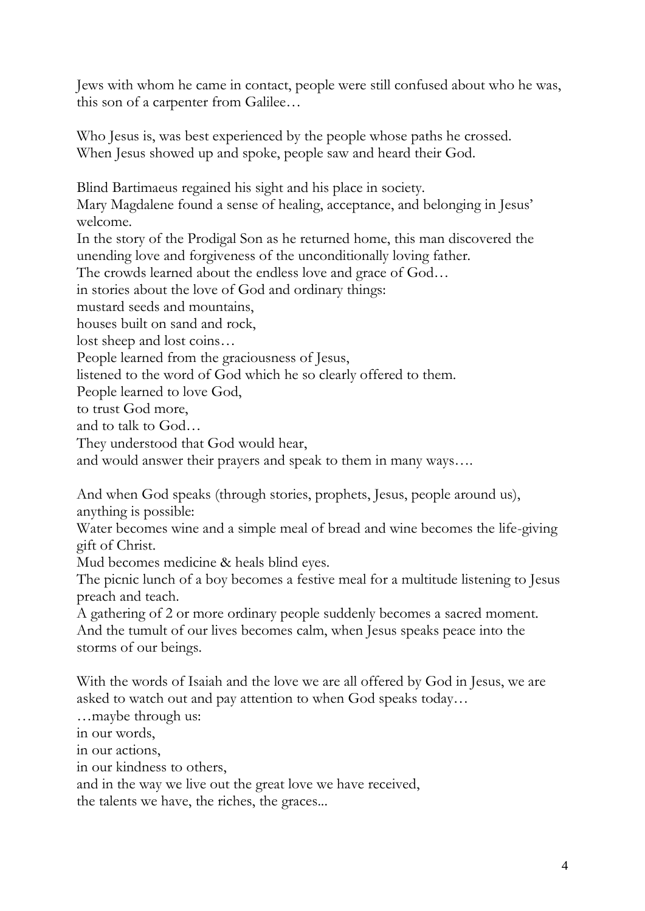Jews with whom he came in contact, people were still confused about who he was, this son of a carpenter from Galilee…

Who Jesus is, was best experienced by the people whose paths he crossed.
When Jesus showed up and spoke, people saw and heard their God.

Blind Bartimaeus regained his sight and his place in society.
Mary Magdalene found a sense of healing, acceptance, and belonging in Jesus' welcome.
In the story of the Prodigal Son as he returned home, this man discovered the unending love and forgiveness of the unconditionally loving father.
The crowds learned about the endless love and grace of God…
in stories about the love of God and ordinary things:
mustard seeds and mountains,
houses built on sand and rock,
lost sheep and lost coins…
People learned from the graciousness of Jesus,
listened to the word of God which he so clearly offered to them.
People learned to love God,
to trust God more,
and to talk to God…
They understood that God would hear,
and would answer their prayers and speak to them in many ways….

And when God speaks (through stories, prophets, Jesus, people around us), anything is possible:
Water becomes wine and a simple meal of bread and wine becomes the life-giving gift of Christ.
Mud becomes medicine & heals blind eyes.
The picnic lunch of a boy becomes a festive meal for a multitude listening to Jesus preach and teach.
A gathering of 2 or more ordinary people suddenly becomes a sacred moment.
And the tumult of our lives becomes calm, when Jesus speaks peace into the storms of our beings.

With the words of Isaiah and the love we are all offered by God in Jesus, we are asked to watch out and pay attention to when God speaks today…
…maybe through us:
in our words,
in our actions,
in our kindness to others,
and in the way we live out the great love we have received,
the talents we have, the riches, the graces...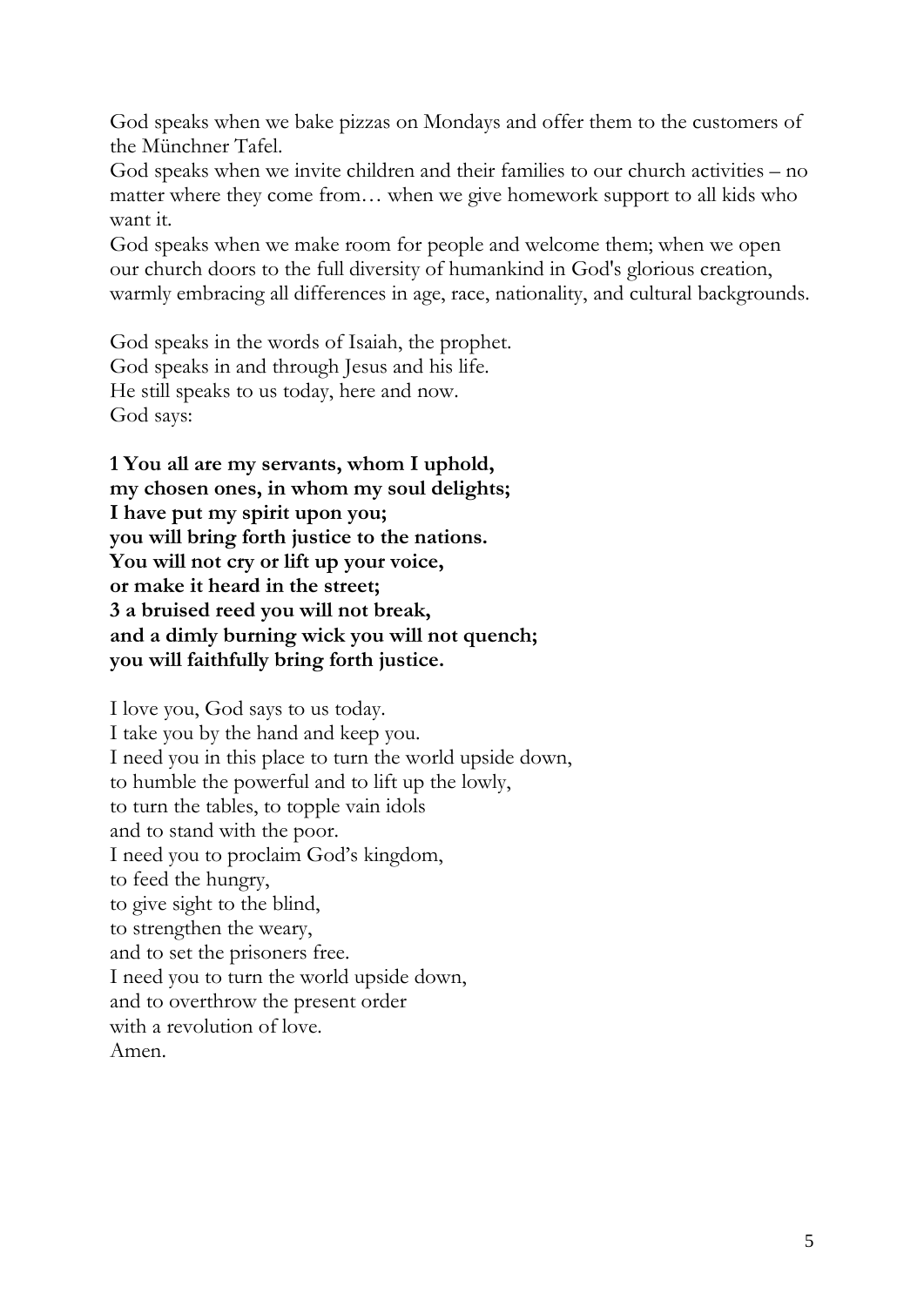God speaks when we bake pizzas on Mondays and offer them to the customers of the Münchner Tafel.
God speaks when we invite children and their families to our church activities – no matter where they come from… when we give homework support to all kids who want it.
God speaks when we make room for people and welcome them; when we open our church doors to the full diversity of humankind in God's glorious creation, warmly embracing all differences in age, race, nationality, and cultural backgrounds.

God speaks in the words of Isaiah, the prophet.
God speaks in and through Jesus and his life.
He still speaks to us today, here and now.
God says:

**1 You all are my servants, whom I uphold,**
**my chosen ones, in whom my soul delights;**
**I have put my spirit upon you;**
**you will bring forth justice to the nations.**
**You will not cry or lift up your voice,**
**or make it heard in the street;**
**3 a bruised reed you will not break,**
**and a dimly burning wick you will not quench;**
**you will faithfully bring forth justice.**

I love you, God says to us today.
I take you by the hand and keep you.
I need you in this place to turn the world upside down,
to humble the powerful and to lift up the lowly,
to turn the tables, to topple vain idols
and to stand with the poor.
I need you to proclaim God's kingdom,
to feed the hungry,
to give sight to the blind,
to strengthen the weary,
and to set the prisoners free.
I need you to turn the world upside down,
and to overthrow the present order
with a revolution of love.
Amen.